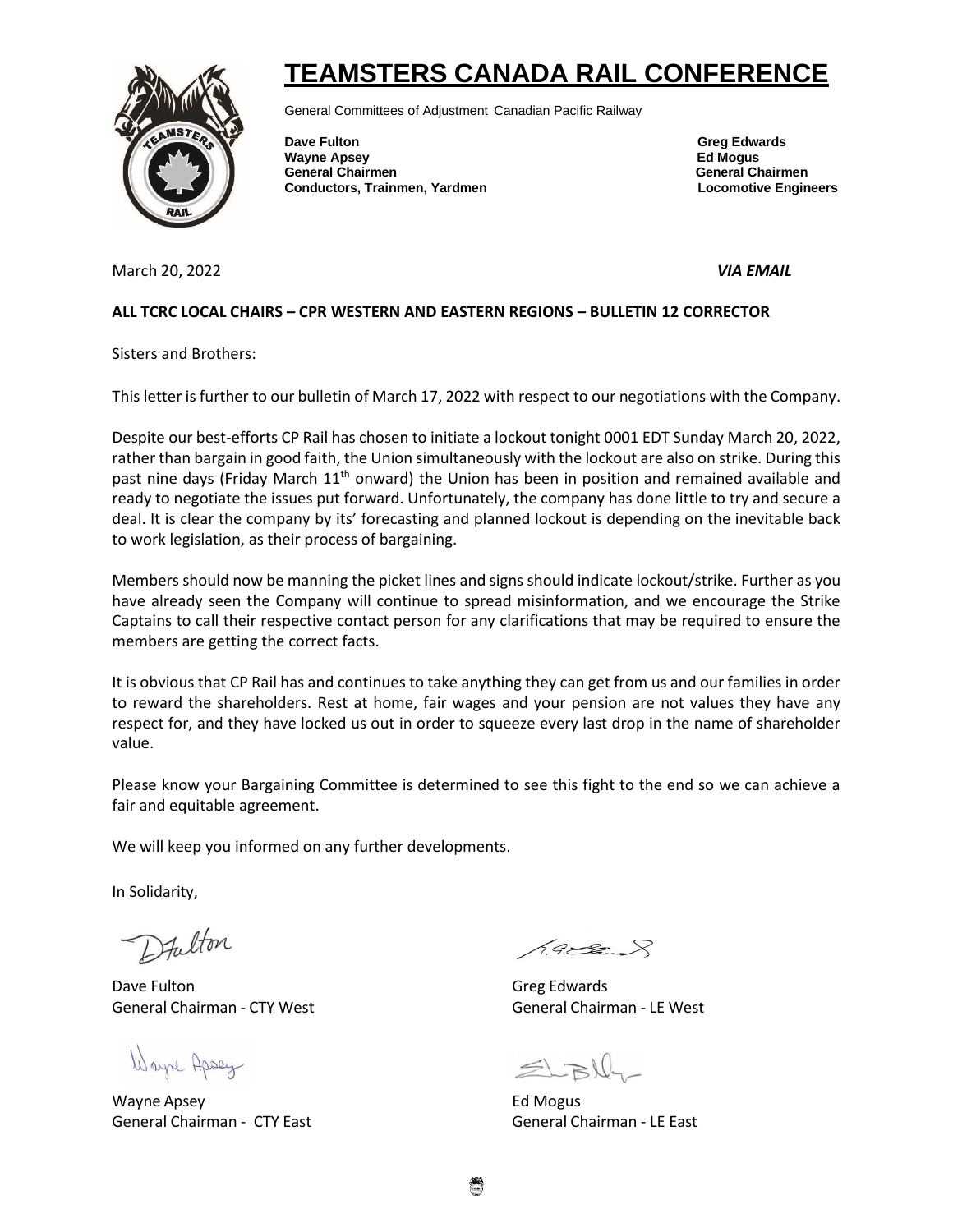# TEAMSTERS CANADA RAIL CONFERENCE

General Committees of Adjustment Canadian Pacific Railway

**Dave Fulton**
**Wayne Apsey**
**General Chairmen**
**Conductors, Trainmen, Yardmen**

**Greg Edwards**
**Ed Mogus**
**General Chairmen**
**Locomotive Engineers**

March 20, 2022 ***VIA EMAIL***

**ALL TCRC LOCAL CHAIRS – CPR WESTERN AND EASTERN REGIONS – BULLETIN 12 CORRECTOR**

Sisters and Brothers:

This letter is further to our bulletin of March 17, 2022 with respect to our negotiations with the Company.

Despite our best-efforts CP Rail has chosen to initiate a lockout tonight 0001 EDT Sunday March 20, 2022, rather than bargain in good faith, the Union simultaneously with the lockout are also on strike. During this past nine days (Friday March 11th onward) the Union has been in position and remained available and ready to negotiate the issues put forward. Unfortunately, the company has done little to try and secure a deal. It is clear the company by its' forecasting and planned lockout is depending on the inevitable back to work legislation, as their process of bargaining.

Members should now be manning the picket lines and signs should indicate lockout/strike. Further as you have already seen the Company will continue to spread misinformation, and we encourage the Strike Captains to call their respective contact person for any clarifications that may be required to ensure the members are getting the correct facts.

It is obvious that CP Rail has and continues to take anything they can get from us and our families in order to reward the shareholders. Rest at home, fair wages and your pension are not values they have any respect for, and they have locked us out in order to squeeze every last drop in the name of shareholder value.

Please know your Bargaining Committee is determined to see this fight to the end so we can achieve a fair and equitable agreement.

We will keep you informed on any further developments.

In Solidarity,

Dave Fulton
General Chairman - CTY West

Greg Edwards
General Chairman - LE West

Wayne Apsey
General Chairman - CTY East

Ed Mogus
General Chairman - LE East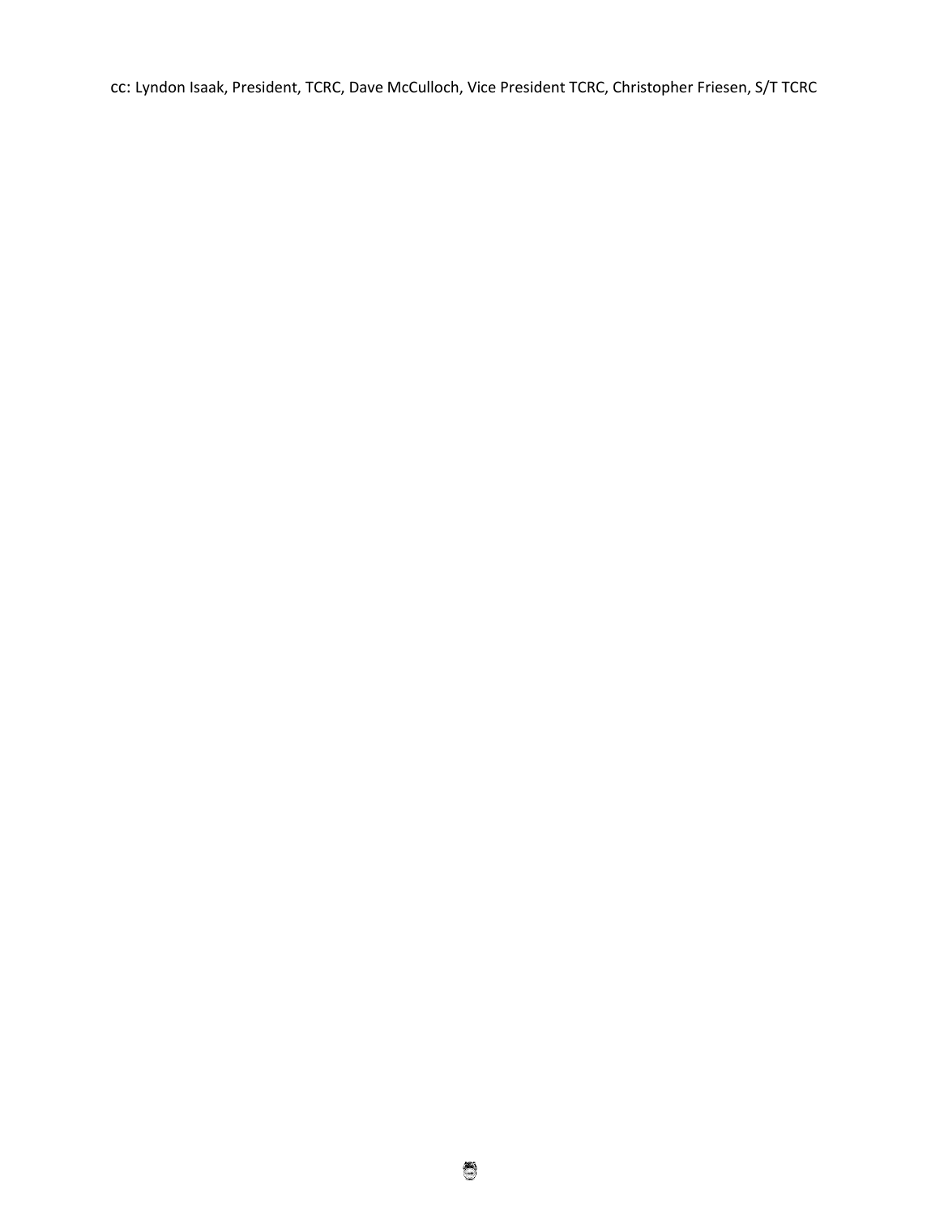cc: Lyndon Isaak, President, TCRC, Dave McCulloch, Vice President TCRC, Christopher Friesen, S/T TCRC